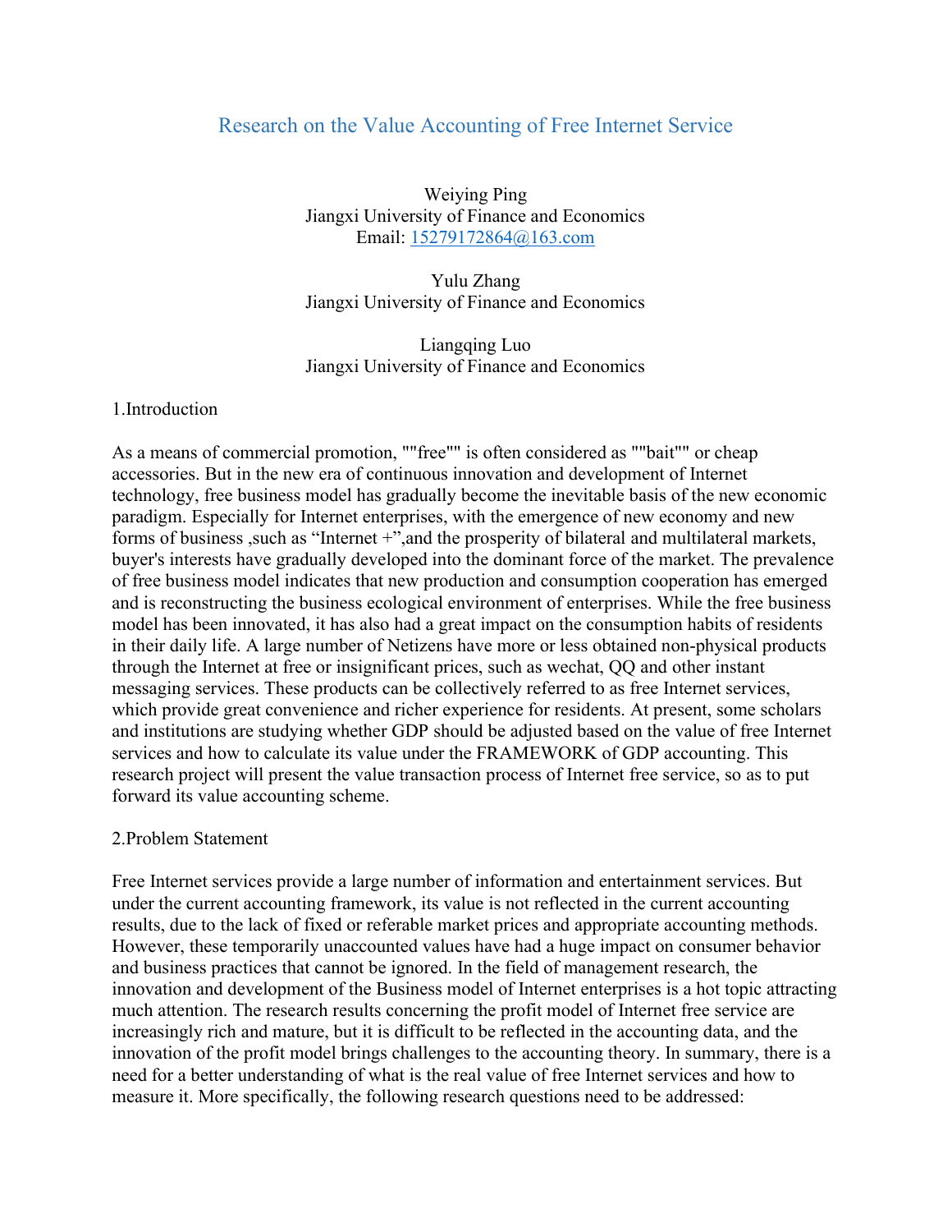# Research on the Value Accounting of Free Internet Service

Weiying Ping
Jiangxi University of Finance and Economics
Email: 15279172864@163.com

Yulu Zhang
Jiangxi University of Finance and Economics

Liangqing Luo
Jiangxi University of Finance and Economics

## 1.Introduction

As a means of commercial promotion, ""free"" is often considered as ""bait"" or cheap accessories. But in the new era of continuous innovation and development of Internet technology, free business model has gradually become the inevitable basis of the new economic paradigm. Especially for Internet enterprises, with the emergence of new economy and new forms of business ,such as “Internet +”,and the prosperity of bilateral and multilateral markets, buyer's interests have gradually developed into the dominant force of the market. The prevalence of free business model indicates that new production and consumption cooperation has emerged and is reconstructing the business ecological environment of enterprises. While the free business model has been innovated, it has also had a great impact on the consumption habits of residents in their daily life. A large number of Netizens have more or less obtained non-physical products through the Internet at free or insignificant prices, such as wechat, QQ and other instant messaging services. These products can be collectively referred to as free Internet services, which provide great convenience and richer experience for residents. At present, some scholars and institutions are studying whether GDP should be adjusted based on the value of free Internet services and how to calculate its value under the FRAMEWORK of GDP accounting. This research project will present the value transaction process of Internet free service, so as to put forward its value accounting scheme.

## 2.Problem Statement

Free Internet services provide a large number of information and entertainment services. But under the current accounting framework, its value is not reflected in the current accounting results, due to the lack of fixed or referable market prices and appropriate accounting methods. However, these temporarily unaccounted values have had a huge impact on consumer behavior and business practices that cannot be ignored. In the field of management research, the innovation and development of the Business model of Internet enterprises is a hot topic attracting much attention. The research results concerning the profit model of Internet free service are increasingly rich and mature, but it is difficult to be reflected in the accounting data, and the innovation of the profit model brings challenges to the accounting theory. In summary, there is a need for a better understanding of what is the real value of free Internet services and how to measure it. More specifically, the following research questions need to be addressed: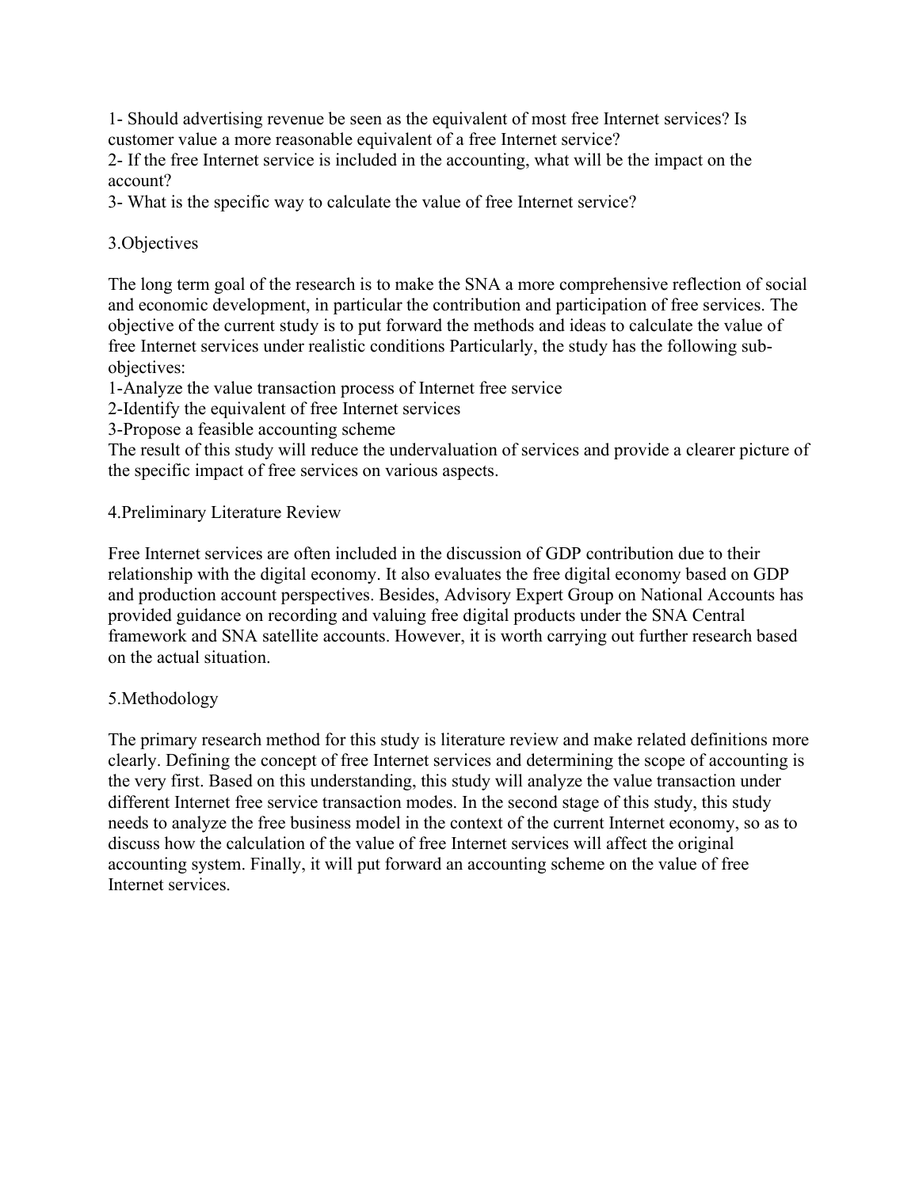1- Should advertising revenue be seen as the equivalent of most free Internet services? Is customer value a more reasonable equivalent of a free Internet service?
2- If the free Internet service is included in the accounting, what will be the impact on the account?
3- What is the specific way to calculate the value of free Internet service?

## 3.Objectives

The long term goal of the research is to make the SNA a more comprehensive reflection of social and economic development, in particular the contribution and participation of free services. The objective of the current study is to put forward the methods and ideas to calculate the value of free Internet services under realistic conditions Particularly, the study has the following sub-objectives:
1-Analyze the value transaction process of Internet free service
2-Identify the equivalent of free Internet services
3-Propose a feasible accounting scheme
The result of this study will reduce the undervaluation of services and provide a clearer picture of the specific impact of free services on various aspects.

## 4.Preliminary Literature Review

Free Internet services are often included in the discussion of GDP contribution due to their relationship with the digital economy. It also evaluates the free digital economy based on GDP and production account perspectives. Besides, Advisory Expert Group on National Accounts has provided guidance on recording and valuing free digital products under the SNA Central framework and SNA satellite accounts. However, it is worth carrying out further research based on the actual situation.

## 5.Methodology

The primary research method for this study is literature review and make related definitions more clearly. Defining the concept of free Internet services and determining the scope of accounting is the very first. Based on this understanding, this study will analyze the value transaction under different Internet free service transaction modes. In the second stage of this study, this study needs to analyze the free business model in the context of the current Internet economy, so as to discuss how the calculation of the value of free Internet services will affect the original accounting system. Finally, it will put forward an accounting scheme on the value of free Internet services.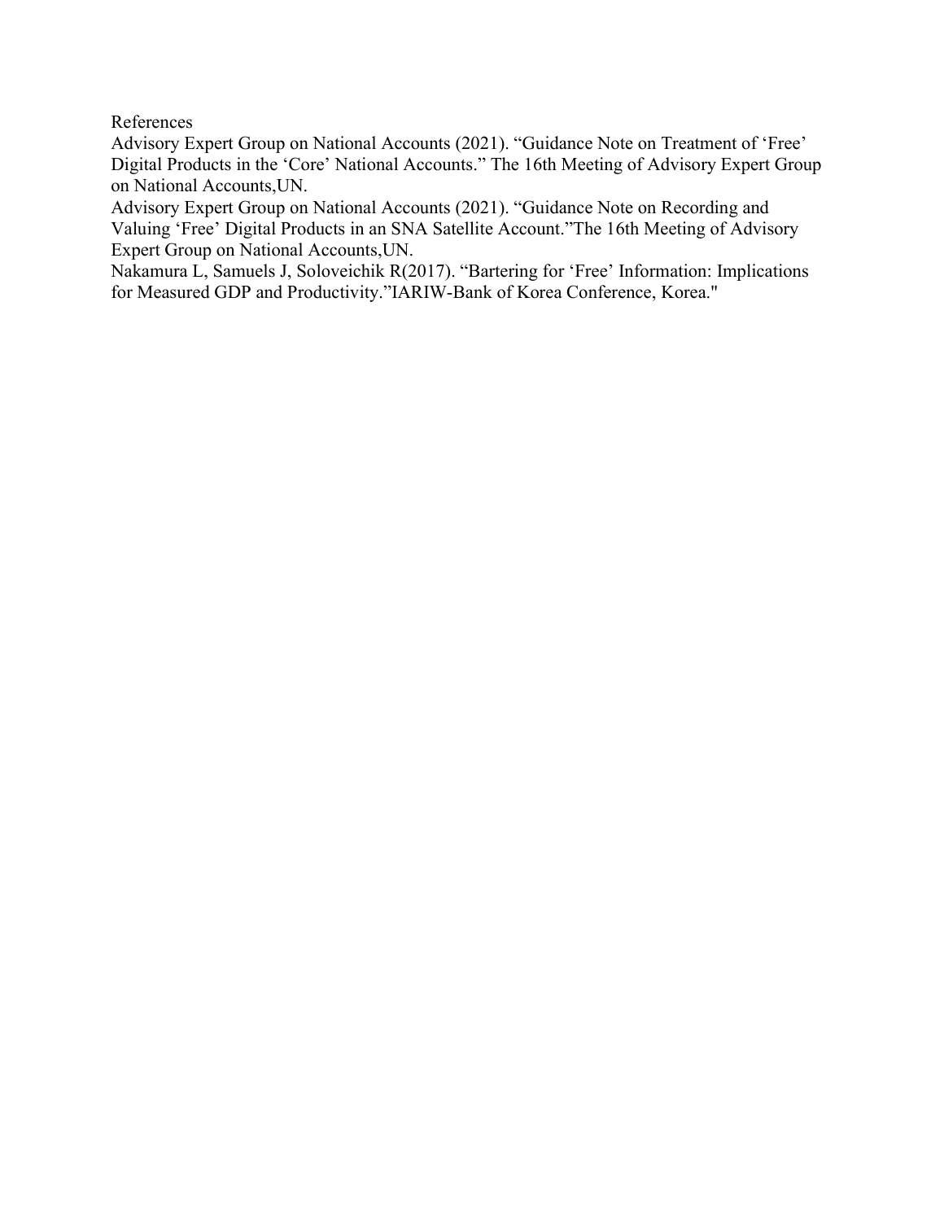References

Advisory Expert Group on National Accounts (2021). “Guidance Note on Treatment of ‘Free’ Digital Products in the ‘Core’ National Accounts.” The 16th Meeting of Advisory Expert Group on National Accounts,UN.

Advisory Expert Group on National Accounts (2021). “Guidance Note on Recording and Valuing ‘Free’ Digital Products in an SNA Satellite Account.”The 16th Meeting of Advisory Expert Group on National Accounts,UN.

Nakamura L, Samuels J, Soloveichik R(2017). “Bartering for ‘Free’ Information: Implications for Measured GDP and Productivity.”IARIW-Bank of Korea Conference, Korea."